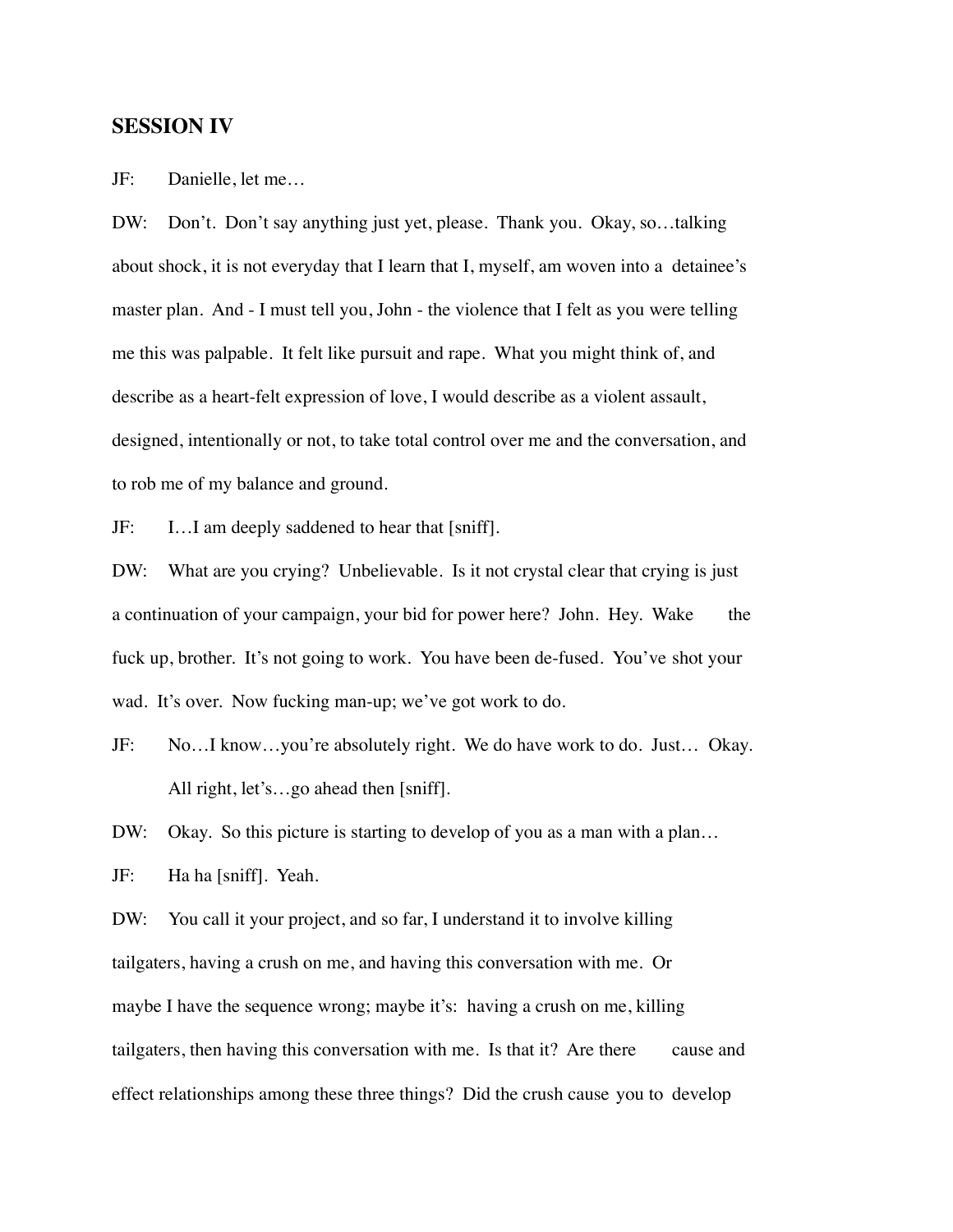## SESSION IV

JF: Danielle, let me…

DW: Don't. Don't say anything just yet, please. Thank you. Okay, so…talking about shock, it is not everyday that I learn that I, myself, am woven into a detainee's master plan. And - I must tell you, John - the violence that I felt as you were telling me this was palpable. It felt like pursuit and rape. What you might think of, and describe as a heart-felt expression of love, I would describe as a violent assault, designed, intentionally or not, to take total control over me and the conversation, and to rob me of my balance and ground.

JF: I…I am deeply saddened to hear that [sniff].

DW: What are you crying? Unbelievable. Is it not crystal clear that crying is just a continuation of your campaign, your bid for power here? John. Hey. Wake the fuck up, brother. It's not going to work. You have been de-fused. You've shot your wad. It's over. Now fucking man-up; we've got work to do.

JF: No…I know…you're absolutely right. We do have work to do. Just… Okay. All right, let's…go ahead then [sniff].

DW: Okay. So this picture is starting to develop of you as a man with a plan…

JF: Ha ha [sniff]. Yeah.

DW: You call it your project, and so far, I understand it to involve killing tailgaters, having a crush on me, and having this conversation with me. Or maybe I have the sequence wrong; maybe it's: having a crush on me, killing tailgaters, then having this conversation with me. Is that it? Are there cause and effect relationships among these three things? Did the crush cause you to develop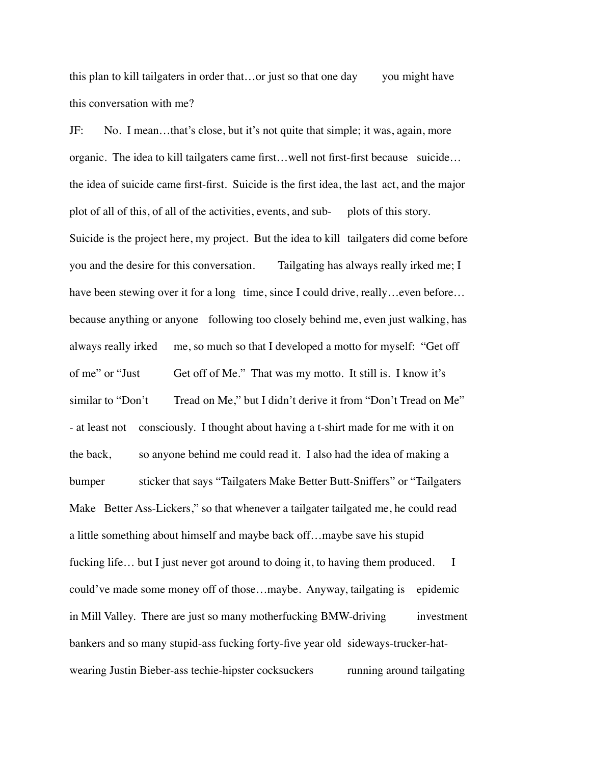this plan to kill tailgaters in order that…or just so that one day you might have this conversation with me?

JF: No. I mean…that's close, but it's not quite that simple; it was, again, more organic. The idea to kill tailgaters came first…well not first-first because suicide…the idea of suicide came first-first. Suicide is the first idea, the last act, and the major plot of all of this, of all of the activities, events, and sub-plots of this story. Suicide is the project here, my project. But the idea to kill tailgaters did come before you and the desire for this conversation. Tailgating has always really irked me; I have been stewing over it for a long time, since I could drive, really…even before…because anything or anyone following too closely behind me, even just walking, has always really irked me, so much so that I developed a motto for myself: "Get off of me" or "Just Get off of Me." That was my motto. It still is. I know it's similar to "Don't Tread on Me," but I didn't derive it from "Don't Tread on Me" - at least not consciously. I thought about having a t-shirt made for me with it on the back, so anyone behind me could read it. I also had the idea of making a bumper sticker that says "Tailgaters Make Better Butt-Sniffers" or "Tailgaters Make Better Ass-Lickers," so that whenever a tailgater tailgated me, he could read a little something about himself and maybe back off…maybe save his stupid fucking life… but I just never got around to doing it, to having them produced. I could've made some money off of those…maybe. Anyway, tailgating is epidemic in Mill Valley. There are just so many motherfucking BMW-driving investment bankers and so many stupid-ass fucking forty-five year old sideways-trucker-hat-wearing Justin Bieber-ass techie-hipster cocksuckers running around tailgating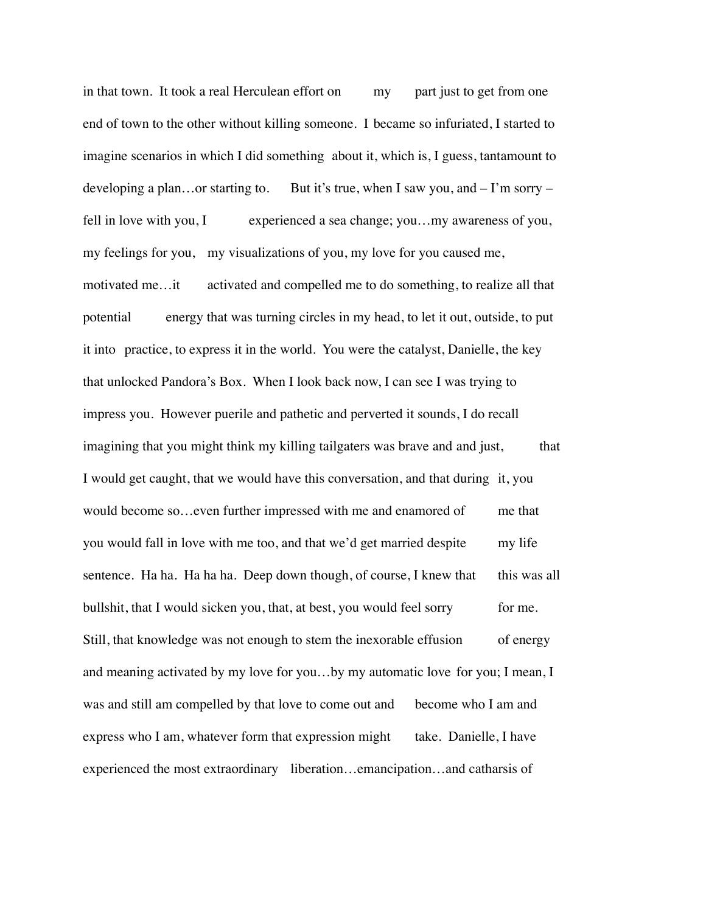in that town. It took a real Herculean effort on my part just to get from one end of town to the other without killing someone. I became so infuriated, I started to imagine scenarios in which I did something about it, which is, I guess, tantamount to developing a plan…or starting to. But it's true, when I saw you, and – I'm sorry – fell in love with you, I experienced a sea change; you…my awareness of you, my feelings for you, my visualizations of you, my love for you caused me, motivated me…it activated and compelled me to do something, to realize all that potential energy that was turning circles in my head, to let it out, outside, to put it into practice, to express it in the world. You were the catalyst, Danielle, the key that unlocked Pandora's Box. When I look back now, I can see I was trying to impress you. However puerile and pathetic and perverted it sounds, I do recall imagining that you might think my killing tailgaters was brave and and just, that I would get caught, that we would have this conversation, and that during it, you would become so…even further impressed with me and enamored of me that you would fall in love with me too, and that we'd get married despite my life sentence. Ha ha. Ha ha ha. Deep down though, of course, I knew that this was all bullshit, that I would sicken you, that, at best, you would feel sorry for me. Still, that knowledge was not enough to stem the inexorable effusion of energy and meaning activated by my love for you…by my automatic love for you; I mean, I was and still am compelled by that love to come out and become who I am and express who I am, whatever form that expression might take. Danielle, I have experienced the most extraordinary liberation…emancipation…and catharsis of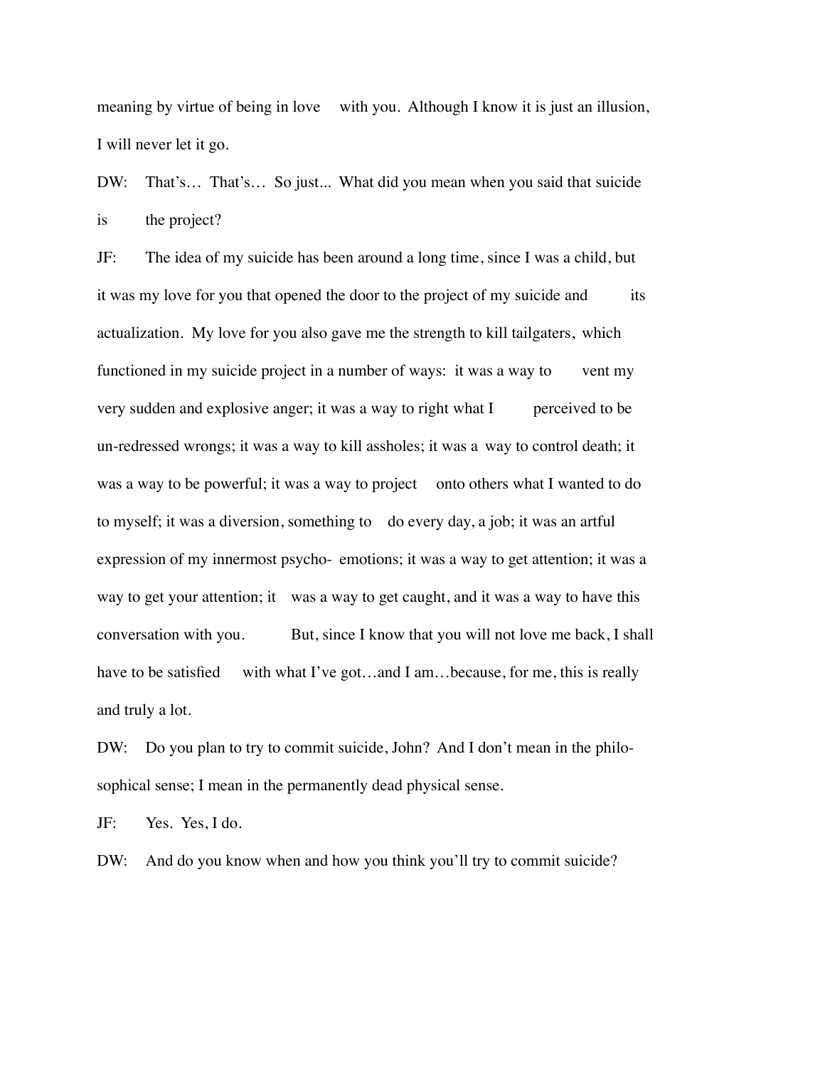meaning by virtue of being in love with you. Although I know it is just an illusion, I will never let it go.

DW: That's… That's… So just... What did you mean when you said that suicide is the project?

JF: The idea of my suicide has been around a long time, since I was a child, but it was my love for you that opened the door to the project of my suicide and its actualization. My love for you also gave me the strength to kill tailgaters, which functioned in my suicide project in a number of ways: it was a way to vent my very sudden and explosive anger; it was a way to right what I perceived to be un-redressed wrongs; it was a way to kill assholes; it was a way to control death; it was a way to be powerful; it was a way to project onto others what I wanted to do to myself; it was a diversion, something to do every day, a job; it was an artful expression of my innermost psycho- emotions; it was a way to get attention; it was a way to get your attention; it was a way to get caught, and it was a way to have this conversation with you. But, since I know that you will not love me back, I shall have to be satisfied with what I've got…and I am…because, for me, this is really and truly a lot.

DW: Do you plan to try to commit suicide, John? And I don't mean in the philosophical sense; I mean in the permanently dead physical sense.

JF: Yes. Yes, I do.

DW: And do you know when and how you think you'll try to commit suicide?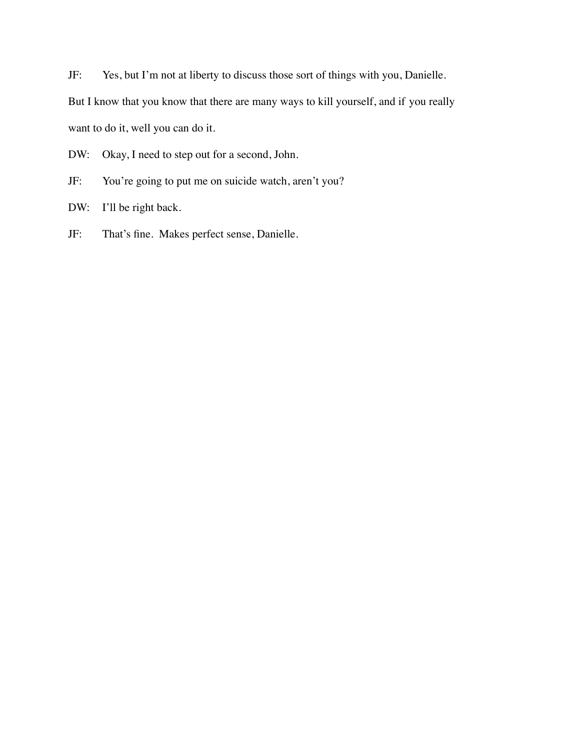JF: Yes, but I'm not at liberty to discuss those sort of things with you, Danielle. But I know that you know that there are many ways to kill yourself, and if you really want to do it, well you can do it.

DW: Okay, I need to step out for a second, John.

JF: You're going to put me on suicide watch, aren't you?

DW: I'll be right back.

JF: That's fine. Makes perfect sense, Danielle.